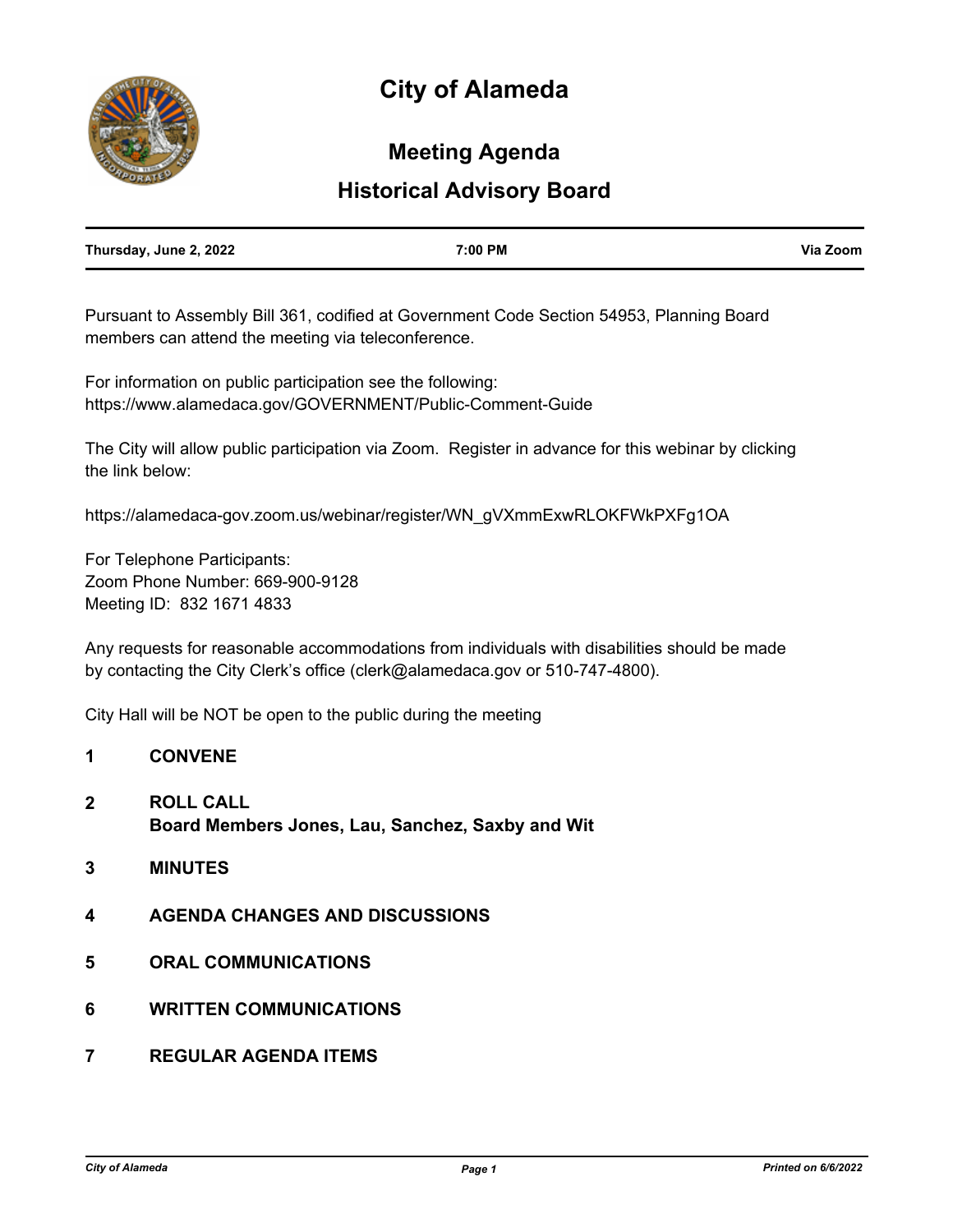# City of Alameda

## Meeting Agenda

## Historical Advisory Board

| Thursday, June 2, 2022 | 7:00 PM | Via Zoom |
|---|---|---|

Pursuant to Assembly Bill 361, codified at Government Code Section 54953, Planning Board members can attend the meeting via teleconference.

For information on public participation see the following:
https://www.alamedaca.gov/GOVERNMENT/Public-Comment-Guide

The City will allow public participation via Zoom. Register in advance for this webinar by clicking the link below:

https://alamedaca-gov.zoom.us/webinar/register/WN_gVXmmExwRLOKFWkPXFg1OA

For Telephone Participants:
Zoom Phone Number: 669-900-9128
Meeting ID: 832 1671 4833

Any requests for reasonable accommodations from individuals with disabilities should be made by contacting the City Clerk's office (clerk@alamedaca.gov or 510-747-4800).

City Hall will be NOT be open to the public during the meeting

**1 CONVENE**

**2 ROLL CALL**
**Board Members Jones, Lau, Sanchez, Saxby and Wit**

**3 MINUTES**

**4 AGENDA CHANGES AND DISCUSSIONS**

**5 ORAL COMMUNICATIONS**

**6 WRITTEN COMMUNICATIONS**

**7 REGULAR AGENDA ITEMS**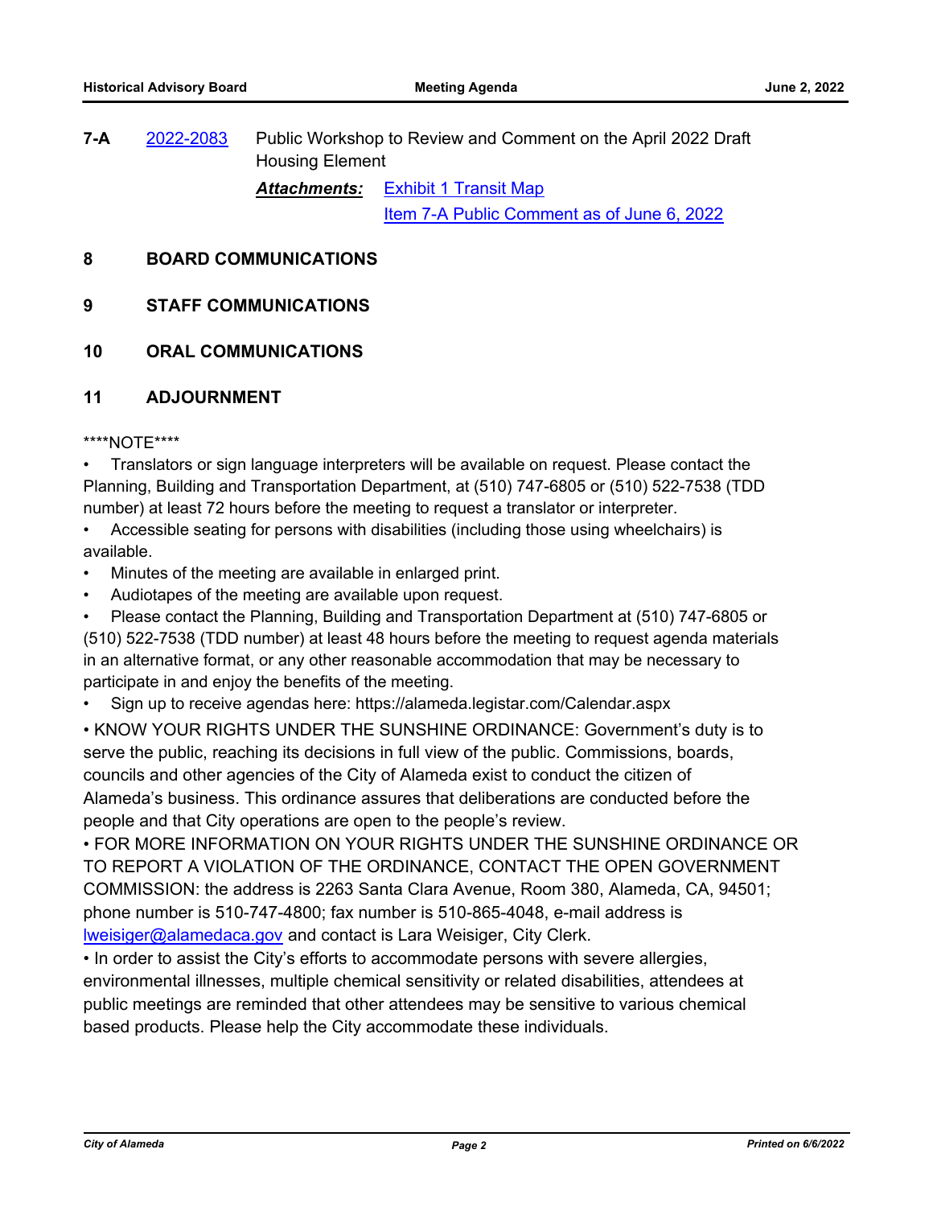**7-A** [2022-2083] Public Workshop to Review and Comment on the April 2022 Draft Housing Element

***Attachments:*** Exhibit 1 Transit Map
Item 7-A Public Comment as of June 6, 2022

## 8 BOARD COMMUNICATIONS

## 9 STAFF COMMUNICATIONS

## 10 ORAL COMMUNICATIONS

## 11 ADJOURNMENT

\*\*\*\*NOTE\*\*\*\*

- Translators or sign language interpreters will be available on request. Please contact the Planning, Building and Transportation Department, at (510) 747-6805 or (510) 522-7538 (TDD number) at least 72 hours before the meeting to request a translator or interpreter.
- Accessible seating for persons with disabilities (including those using wheelchairs) is available.
- Minutes of the meeting are available in enlarged print.
- Audiotapes of the meeting are available upon request.
- Please contact the Planning, Building and Transportation Department at (510) 747-6805 or (510) 522-7538 (TDD number) at least 48 hours before the meeting to request agenda materials in an alternative format, or any other reasonable accommodation that may be necessary to participate in and enjoy the benefits of the meeting.
- Sign up to receive agendas here: https://alameda.legistar.com/Calendar.aspx

• KNOW YOUR RIGHTS UNDER THE SUNSHINE ORDINANCE: Government's duty is to serve the public, reaching its decisions in full view of the public. Commissions, boards, councils and other agencies of the City of Alameda exist to conduct the citizen of Alameda's business. This ordinance assures that deliberations are conducted before the people and that City operations are open to the people's review.

• FOR MORE INFORMATION ON YOUR RIGHTS UNDER THE SUNSHINE ORDINANCE OR TO REPORT A VIOLATION OF THE ORDINANCE, CONTACT THE OPEN GOVERNMENT COMMISSION: the address is 2263 Santa Clara Avenue, Room 380, Alameda, CA, 94501; phone number is 510-747-4800; fax number is 510-865-4048, e-mail address is lweisiger@alamedaca.gov and contact is Lara Weisiger, City Clerk.

• In order to assist the City's efforts to accommodate persons with severe allergies, environmental illnesses, multiple chemical sensitivity or related disabilities, attendees at public meetings are reminded that other attendees may be sensitive to various chemical based products. Please help the City accommodate these individuals.